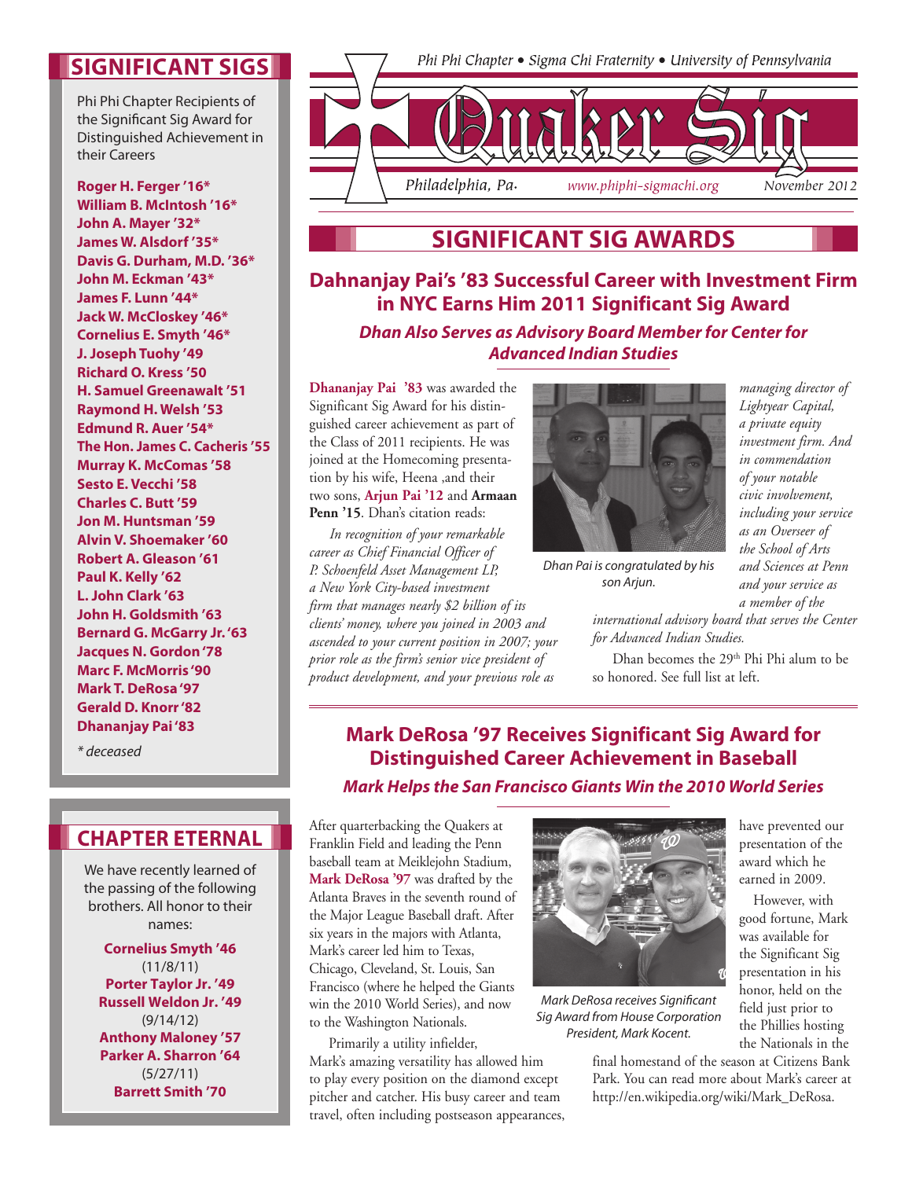# Quaker Sig

*Phi Phi Chapter • Sigma Chi Fraternity • University of Pennsylvania*

*Philadelphia, Pa.* *www.phiphi-sigmachi.org* *November 2012*

## SIGNIFICANT SIGS

Phi Phi Chapter Recipients of the Significant Sig Award for Distinguished Achievement in their Careers

**Roger H. Ferger '16***
**William B. McIntosh '16***
**John A. Mayer '32***
**James W. Alsdorf '35***
**Davis G. Durham, M.D. '36***
**John M. Eckman '43***
**James F. Lunn '44***
**Jack W. McCloskey '46***
**Cornelius E. Smyth '46***
**J. Joseph Tuohy '49**
**Richard O. Kress '50**
**H. Samuel Greenawalt '51**
**Raymond H. Welsh '53**
**Edmund R. Auer '54***
**The Hon. James C. Cacheris '55**
**Murray K. McComas '58**
**Sesto E. Vecchi '58**
**Charles C. Butt '59**
**Jon M. Huntsman '59**
**Alvin V. Shoemaker '60**
**Robert A. Gleason '61**
**Paul K. Kelly '62**
**L. John Clark '63**
**John H. Goldsmith '63**
**Bernard G. McGarry Jr. '63**
**Jacques N. Gordon '78**
**Marc F. McMorris '90**
**Mark T. DeRosa '97**
**Gerald D. Knorr '82**
**Dhananjay Pai '83**

*\* deceased*

## CHAPTER ETERNAL

We have recently learned of the passing of the following brothers. All honor to their names:

**Cornelius Smyth '46**
(11/8/11)
**Porter Taylor Jr. '49**
**Russell Weldon Jr. '49**
(9/14/12)
**Anthony Maloney '57**
**Parker A. Sharron '64**
(5/27/11)
**Barrett Smith '70**

## SIGNIFICANT SIG AWARDS

### Dahnanjay Pai's '83 Successful Career with Investment Firm in NYC Earns Him 2011 Significant Sig Award

#### *Dhan Also Serves as Advisory Board Member for Center for Advanced Indian Studies*

**Dhananjay Pai '83** was awarded the Significant Sig Award for his distinguished career achievement as part of the Class of 2011 recipients. He was joined at the Homecoming presentation by his wife, Heena ,and their two sons, **Arjun Pai '12** and **Armaan Penn '15**. Dhan's citation reads:

*In recognition of your remarkable career as Chief Financial Officer of P. Schoenfeld Asset Management LP, a New York City-based investment firm that manages nearly $2 billion of its clients' money, where you joined in 2003 and ascended to your current position in 2007; your prior role as the firm's senior vice president of product development, and your previous role as managing director of Lightyear Capital, a private equity investment firm. And in commendation of your notable civic involvement, including your service as an Overseer of the School of Arts and Sciences at Penn and your service as a member of the international advisory board that serves the Center for Advanced Indian Studies.*

*Dhan Pai is congratulated by his son Arjun.*

Dhan becomes the 29th Phi Phi alum to be so honored. See full list at left.

### Mark DeRosa '97 Receives Significant Sig Award for Distinguished Career Achievement in Baseball

#### *Mark Helps the San Francisco Giants Win the 2010 World Series*

After quarterbacking the Quakers at Franklin Field and leading the Penn baseball team at Meiklejohn Stadium, **Mark DeRosa '97** was drafted by the Atlanta Braves in the seventh round of the Major League Baseball draft. After six years in the majors with Atlanta, Mark's career led him to Texas, Chicago, Cleveland, St. Louis, San Francisco (where he helped the Giants win the 2010 World Series), and now to the Washington Nationals.

Primarily a utility infielder, Mark's amazing versatility has allowed him to play every position on the diamond except pitcher and catcher. His busy career and team travel, often including postseason appearances, have prevented our presentation of the award which he earned in 2009.

*Mark DeRosa receives Significant Sig Award from House Corporation President, Mark Kocent.*

However, with good fortune, Mark was available for the Significant Sig presentation in his honor, held on the field just prior to the Phillies hosting the Nationals in the final homestand of the season at Citizens Bank Park. You can read more about Mark's career at http://en.wikipedia.org/wiki/Mark_DeRosa.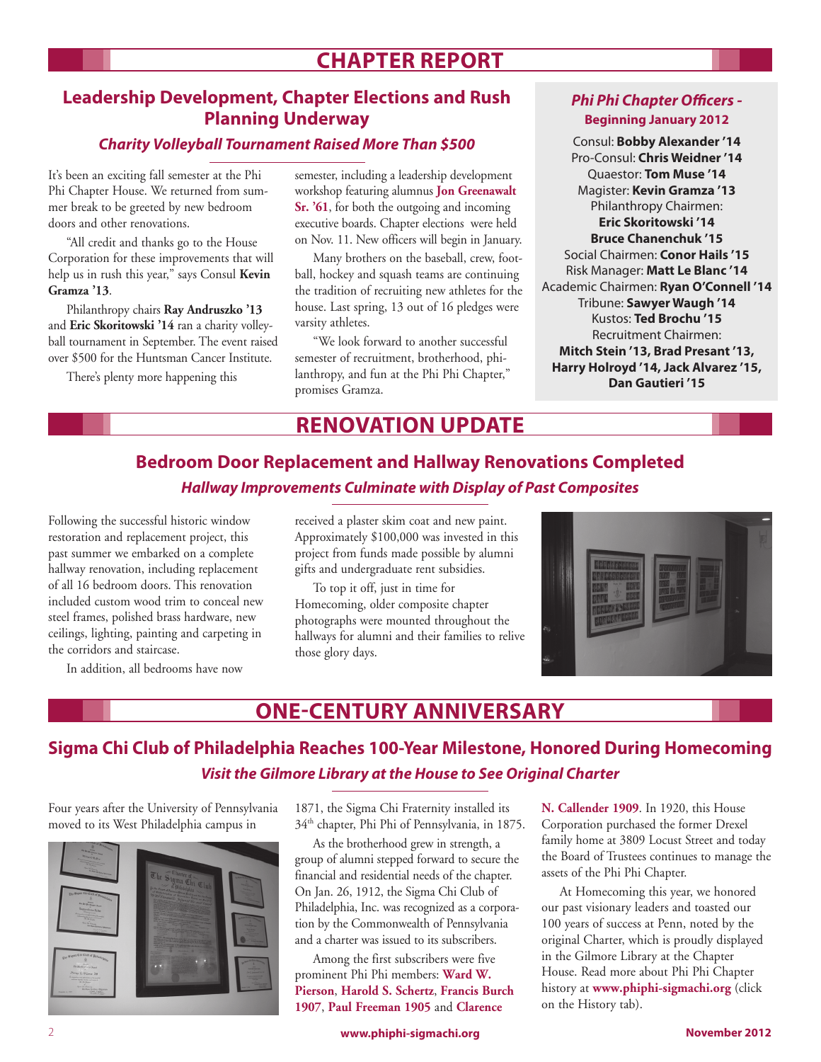# CHAPTER REPORT

## Leadership Development, Chapter Elections and Rush Planning Underway

### *Charity Volleyball Tournament Raised More Than $500*

It's been an exciting fall semester at the Phi Phi Chapter House. We returned from summer break to be greeted by new bedroom doors and other renovations.

"All credit and thanks go to the House Corporation for these improvements that will help us in rush this year," says Consul **Kevin Gramza '13**.

Philanthropy chairs **Ray Andruszko '13** and **Eric Skoritowski '14** ran a charity volleyball tournament in September. The event raised over $500 for the Huntsman Cancer Institute.

There's plenty more happening this semester, including a leadership development workshop featuring alumnus **Jon Greenawalt Sr. '61**, for both the outgoing and incoming executive boards. Chapter elections were held on Nov. 11. New officers will begin in January.

Many brothers on the baseball, crew, football, hockey and squash teams are continuing the tradition of recruiting new athletes for the house. Last spring, 13 out of 16 pledges were varsity athletes.

"We look forward to another successful semester of recruitment, brotherhood, philanthropy, and fun at the Phi Phi Chapter," promises Gramza.

### *Phi Phi Chapter Officers -* Beginning January 2012

Consul: **Bobby Alexander '14**
Pro-Consul: **Chris Weidner '14**
Quaestor: **Tom Muse '14**
Magister: **Kevin Gramza '13**
Philanthropy Chairmen:
**Eric Skoritowski '14**
**Bruce Chanenchuk '15**
Social Chairmen: **Conor Hails '15**
Risk Manager: **Matt Le Blanc '14**
Academic Chairmen: **Ryan O'Connell '14**
Tribune: **Sawyer Waugh '14**
Kustos: **Ted Brochu '15**
Recruitment Chairmen:
**Mitch Stein '13, Brad Presant '13, Harry Holroyd '14, Jack Alvarez '15, Dan Gautieri '15**

# RENOVATION UPDATE

## Bedroom Door Replacement and Hallway Renovations Completed

### *Hallway Improvements Culminate with Display of Past Composites*

Following the successful historic window restoration and replacement project, this past summer we embarked on a complete hallway renovation, including replacement of all 16 bedroom doors. This renovation included custom wood trim to conceal new steel frames, polished brass hardware, new ceilings, lighting, painting and carpeting in the corridors and staircase.

In addition, all bedrooms have now received a plaster skim coat and new paint. Approximately $100,000 was invested in this project from funds made possible by alumni gifts and undergraduate rent subsidies.

To top it off, just in time for Homecoming, older composite chapter photographs were mounted throughout the hallways for alumni and their families to relive those glory days.

# ONE-CENTURY ANNIVERSARY

## Sigma Chi Club of Philadelphia Reaches 100-Year Milestone, Honored During Homecoming

### *Visit the Gilmore Library at the House to See Original Charter*

Four years after the University of Pennsylvania moved to its West Philadelphia campus in 1871, the Sigma Chi Fraternity installed its 34th chapter, Phi Phi of Pennsylvania, in 1875.

As the brotherhood grew in strength, a group of alumni stepped forward to secure the financial and residential needs of the chapter. On Jan. 26, 1912, the Sigma Chi Club of Philadelphia, Inc. was recognized as a corporation by the Commonwealth of Pennsylvania and a charter was issued to its subscribers.

Among the first subscribers were five prominent Phi Phi members: **Ward W. Pierson**, **Harold S. Schertz**, **Francis Burch 1907**, **Paul Freeman 1905** and **Clarence N. Callender 1909**. In 1920, this House Corporation purchased the former Drexel family home at 3809 Locust Street and today the Board of Trustees continues to manage the assets of the Phi Phi Chapter.

At Homecoming this year, we honored our past visionary leaders and toasted our 100 years of success at Penn, noted by the original Charter, which is proudly displayed in the Gilmore Library at the Chapter House. Read more about Phi Phi Chapter history at **www.phiphi-sigmachi.org** (click on the History tab).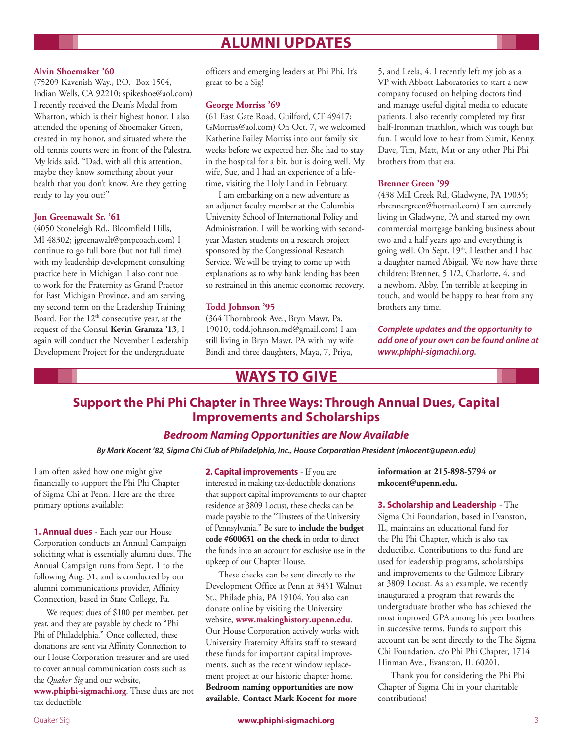## ALUMNI UPDATES

**Alvin Shoemaker '60**
(75209 Kavenish Way., P.O. Box 1504, Indian Wells, CA 92210; spikeshoe@aol.com) I recently received the Dean's Medal from Wharton, which is their highest honor. I also attended the opening of Shoemaker Green, created in my honor, and situated where the old tennis courts were in front of the Palestra. My kids said, "Dad, with all this attention, maybe they know something about your health that you don't know. Are they getting ready to lay you out?"

**Jon Greenawalt Sr. '61**
(4050 Stoneleigh Rd., Bloomfield Hills, MI 48302; jgreenawalt@pmpcoach.com) I continue to go full bore (but not full time) with my leadership development consulting practice here in Michigan. I also continue to work for the Fraternity as Grand Praetor for East Michigan Province, and am serving my second term on the Leadership Training Board. For the 12th consecutive year, at the request of the Consul **Kevin Gramza '13**, I again will conduct the November Leadership Development Project for the undergraduate officers and emerging leaders at Phi Phi. It's great to be a Sig!

**George Morriss '69**
(61 East Gate Road, Guilford, CT 49417; GMorriss@aol.com) On Oct. 7, we welcomed Katherine Bailey Morriss into our family six weeks before we expected her. She had to stay in the hospital for a bit, but is doing well. My wife, Sue, and I had an experience of a lifetime, visiting the Holy Land in February.

I am embarking on a new adventure as an adjunct faculty member at the Columbia University School of International Policy and Administration. I will be working with second-year Masters students on a research project sponsored by the Congressional Research Service. We will be trying to come up with explanations as to why bank lending has been so restrained in this anemic economic recovery.

**Todd Johnson '95**
(364 Thornbrook Ave., Bryn Mawr, Pa. 19010; todd.johnson.md@gmail.com) I am still living in Bryn Mawr, PA with my wife Bindi and three daughters, Maya, 7, Priya, 5, and Leela, 4. I recently left my job as a VP with Abbott Laboratories to start a new company focused on helping doctors find and manage useful digital media to educate patients. I also recently completed my first half-Ironman triathlon, which was tough but fun. I would love to hear from Sumit, Kenny, Dave, Tim, Matt, Mat or any other Phi Phi brothers from that era.

**Brenner Green '99**
(438 Mill Creek Rd, Gladwyne, PA 19035; rbrennergreen@hotmail.com) I am currently living in Gladwyne, PA and started my own commercial mortgage banking business about two and a half years ago and everything is going well. On Sept. 19th, Heather and I had a daughter named Abigail. We now have three children: Brenner, 5 1/2, Charlotte, 4, and a newborn, Abby. I'm terrible at keeping in touch, and would be happy to hear from any brothers any time.

***Complete updates and the opportunity to add one of your own can be found online at www.phiphi-sigmachi.org.***

## WAYS TO GIVE

### Support the Phi Phi Chapter in Three Ways: Through Annual Dues, Capital Improvements and Scholarships

***Bedroom Naming Opportunities are Now Available***

***By Mark Kocent '82, Sigma Chi Club of Philadelphia, Inc., House Corporation President (mkocent@upenn.edu)***

I am often asked how one might give financially to support the Phi Phi Chapter of Sigma Chi at Penn. Here are the three primary options available:

**1. Annual dues** - Each year our House Corporation conducts an Annual Campaign soliciting what is essentially alumni dues. The Annual Campaign runs from Sept. 1 to the following Aug. 31, and is conducted by our alumni communications provider, Affinity Connection, based in State College, Pa.

We request dues of $100 per member, per year, and they are payable by check to "Phi Phi of Philadelphia." Once collected, these donations are sent via Affinity Connection to our House Corporation treasurer and are used to cover annual communication costs such as the *Quaker Sig* and our website, **www.phiphi-sigmachi.org**. These dues are not tax deductible.

**2. Capital improvements** - If you are interested in making tax-deductible donations that support capital improvements to our chapter residence at 3809 Locust, these checks can be made payable to the "Trustees of the University of Pennsylvania." Be sure to **include the budget code #600631 on the check** in order to direct the funds into an account for exclusive use in the upkeep of our Chapter House.

These checks can be sent directly to the Development Office at Penn at 3451 Walnut St., Philadelphia, PA 19104. You also can donate online by visiting the University website, **www.makinghistory.upenn.edu**. Our House Corporation actively works with University Fraternity Affairs staff to steward these funds for important capital improvements, such as the recent window replacement project at our historic chapter home. **Bedroom naming opportunities are now available. Contact Mark Kocent for more information at 215-898-5794 or mkocent@upenn.edu.**

**3. Scholarship and Leadership** - The Sigma Chi Foundation, based in Evanston, IL, maintains an educational fund for the Phi Phi Chapter, which is also tax deductible. Contributions to this fund are used for leadership programs, scholarships and improvements to the Gilmore Library at 3809 Locust. As an example, we recently inaugurated a program that rewards the undergraduate brother who has achieved the most improved GPA among his peer brothers in successive terms. Funds to support this account can be sent directly to the The Sigma Chi Foundation, c/o Phi Phi Chapter, 1714 Hinman Ave., Evanston, IL 60201.

Thank you for considering the Phi Phi Chapter of Sigma Chi in your charitable contributions!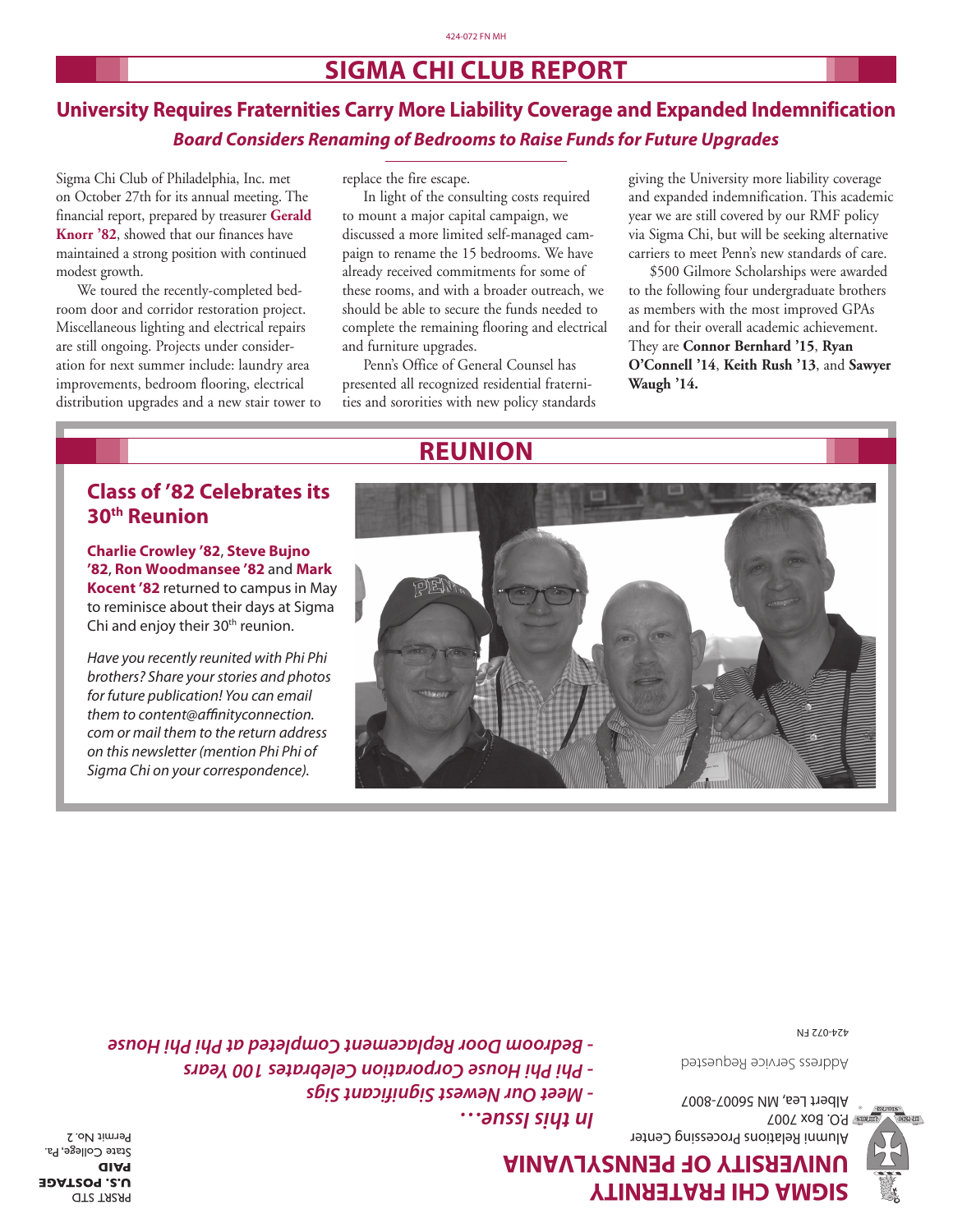# SIGMA CHI CLUB REPORT

## University Requires Fraternities Carry More Liability Coverage and Expanded Indemnification

### *Board Considers Renaming of Bedrooms to Raise Funds for Future Upgrades*

Sigma Chi Club of Philadelphia, Inc. met on October 27th for its annual meeting. The financial report, prepared by treasurer **Gerald Knorr '82**, showed that our finances have maintained a strong position with continued modest growth.

We toured the recently-completed bedroom door and corridor restoration project. Miscellaneous lighting and electrical repairs are still ongoing. Projects under consideration for next summer include: laundry area improvements, bedroom flooring, electrical distribution upgrades and a new stair tower to replace the fire escape.

In light of the consulting costs required to mount a major capital campaign, we discussed a more limited self-managed campaign to rename the 15 bedrooms. We have already received commitments for some of these rooms, and with a broader outreach, we should be able to secure the funds needed to complete the remaining flooring and electrical and furniture upgrades.

Penn's Office of General Counsel has presented all recognized residential fraternities and sororities with new policy standards giving the University more liability coverage and expanded indemnification. This academic year we are still covered by our RMF policy via Sigma Chi, but will be seeking alternative carriers to meet Penn's new standards of care.

$500 Gilmore Scholarships were awarded to the following four undergraduate brothers as members with the most improved GPAs and for their overall academic achievement. They are **Connor Bernhard '15**, **Ryan O'Connell '14**, **Keith Rush '13**, and **Sawyer Waugh '14.**

# REUNION

## Class of '82 Celebrates its 30th Reunion

**Charlie Crowley '82**, **Steve Bujno '82**, **Ron Woodmansee '82** and **Mark Kocent '82** returned to campus in May to reminisce about their days at Sigma Chi and enjoy their 30th reunion.

*Have you recently reunited with Phi Phi brothers? Share your stories and photos for future publication! You can email them to content@affinityconnection.com or mail them to the return address on this newsletter (mention Phi Phi of Sigma Chi on your correspondence).*

**SIGMA CHI FRATERNITY**
**UNIVERSITY OF PENNSYLVANIA**
Alumni Relations Processing Center
P.O. Box 7007
Albert Lea, MN 56007-8007

Address Service Requested

424-072 FN

PRSRT STD
**U.S. POSTAGE**
**PAID**
State College, Pa.
Permit No. 2

***In this Issue...***

***- Meet Our Newest Significant Sigs***

***- Phi Phi House Corporation Celebrates 100 Years***

***- Bedroom Door Replacement Completed at Phi Phi House***